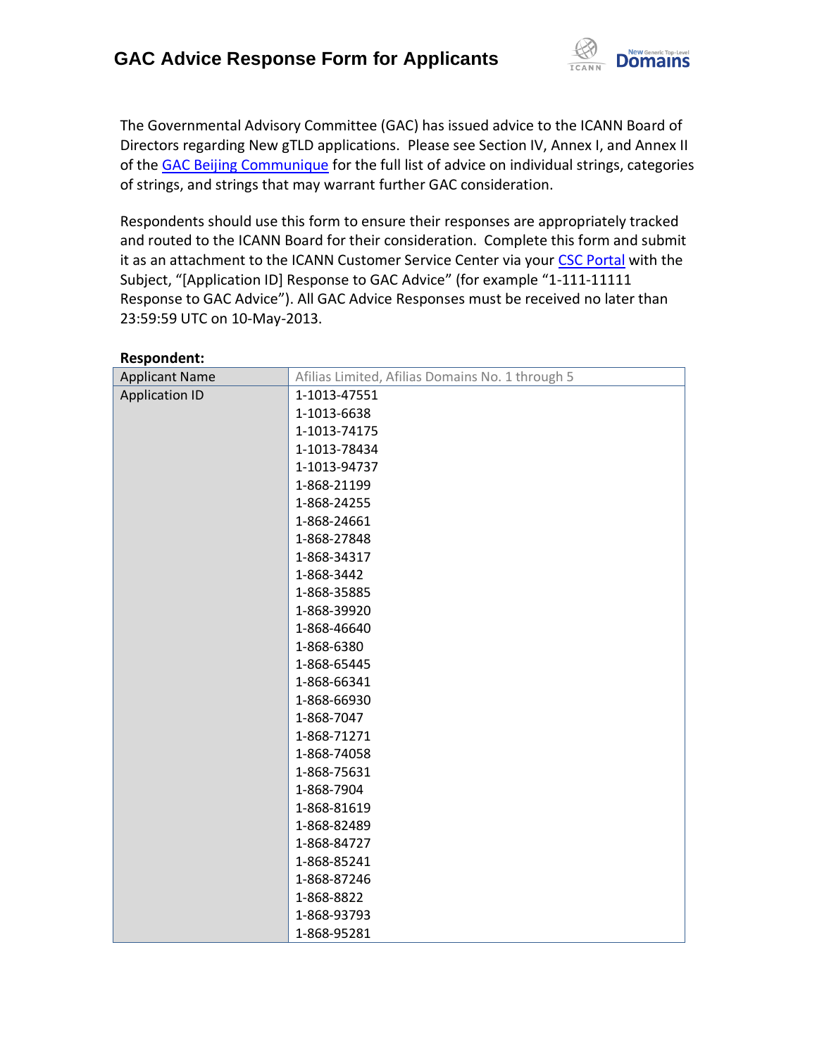# GAC Advice Response Form for Applicants

The Governmental Advisory Committee (GAC) has issued advice to the ICANN Board of Directors regarding New gTLD applications. Please see Section IV, Annex I, and Annex II of the GAC Beijing Communique for the full list of advice on individual strings, categories of strings, and strings that may warrant further GAC consideration.

Respondents should use this form to ensure their responses are appropriately tracked and routed to the ICANN Board for their consideration. Complete this form and submit it as an attachment to the ICANN Customer Service Center via your CSC Portal with the Subject, "[Application ID] Response to GAC Advice" (for example "1-111-11111 Response to GAC Advice"). All GAC Advice Responses must be received no later than 23:59:59 UTC on 10-May-2013.

**Respondent:**

| Applicant Name | Afilias Limited, Afilias Domains No. 1 through 5 |
|---|---|
| Application ID | 1-1013-47551<br>1-1013-6638<br>1-1013-74175<br>1-1013-78434<br>1-1013-94737<br>1-868-21199<br>1-868-24255<br>1-868-24661<br>1-868-27848<br>1-868-34317<br>1-868-3442<br>1-868-35885<br>1-868-39920<br>1-868-46640<br>1-868-6380<br>1-868-65445<br>1-868-66341<br>1-868-66930<br>1-868-7047<br>1-868-71271<br>1-868-74058<br>1-868-75631<br>1-868-7904<br>1-868-81619<br>1-868-82489<br>1-868-84727<br>1-868-85241<br>1-868-87246<br>1-868-8822<br>1-868-93793<br>1-868-95281 |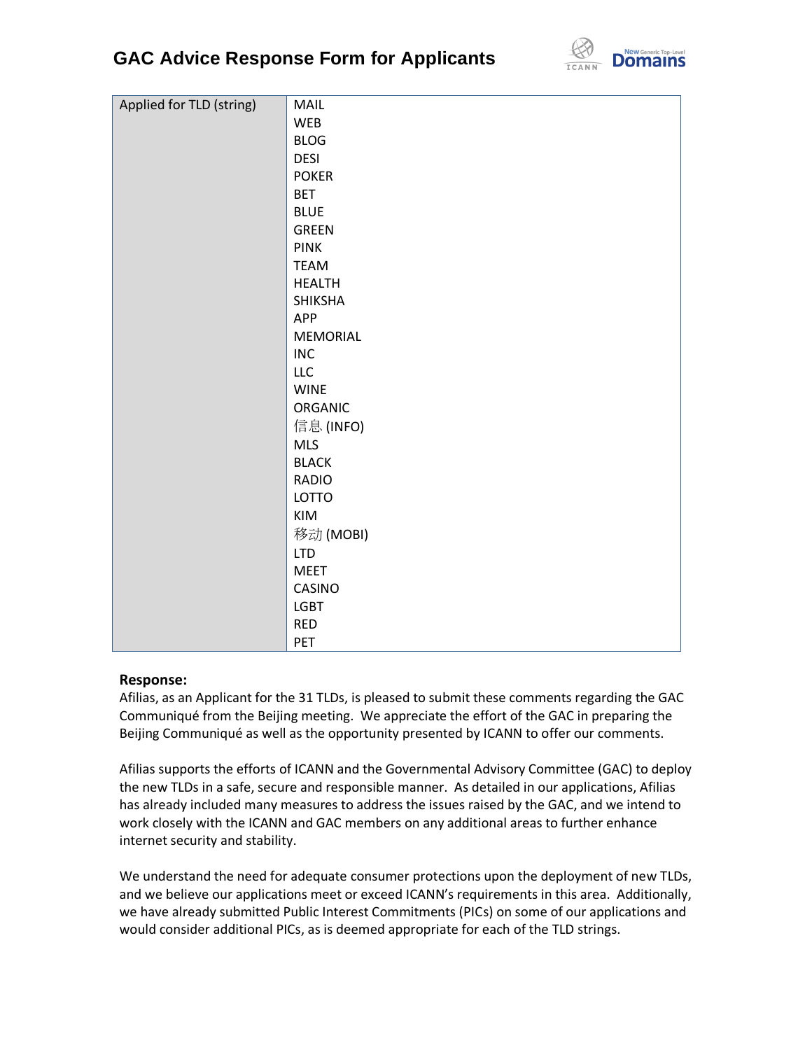# GAC Advice Response Form for Applicants

| Applied for TLD (string) | MAIL<br>WEB<br>BLOG<br>DESI<br>POKER<br>BET<br>BLUE<br>GREEN<br>PINK<br>TEAM<br>HEALTH<br>SHIKSHA<br>APP<br>MEMORIAL<br>INC<br>LLC<br>WINE<br>ORGANIC<br>信息 (INFO)<br>MLS<br>BLACK<br>RADIO<br>LOTTO<br>KIM<br>移动 (MOBI)<br>LTD<br>MEET<br>CASINO<br>LGBT<br>RED<br>PET |
|---|---|

**Response:**

Afilias, as an Applicant for the 31 TLDs, is pleased to submit these comments regarding the GAC Communiqué from the Beijing meeting. We appreciate the effort of the GAC in preparing the Beijing Communiqué as well as the opportunity presented by ICANN to offer our comments.

Afilias supports the efforts of ICANN and the Governmental Advisory Committee (GAC) to deploy the new TLDs in a safe, secure and responsible manner. As detailed in our applications, Afilias has already included many measures to address the issues raised by the GAC, and we intend to work closely with the ICANN and GAC members on any additional areas to further enhance internet security and stability.

We understand the need for adequate consumer protections upon the deployment of new TLDs, and we believe our applications meet or exceed ICANN's requirements in this area. Additionally, we have already submitted Public Interest Commitments (PICs) on some of our applications and would consider additional PICs, as is deemed appropriate for each of the TLD strings.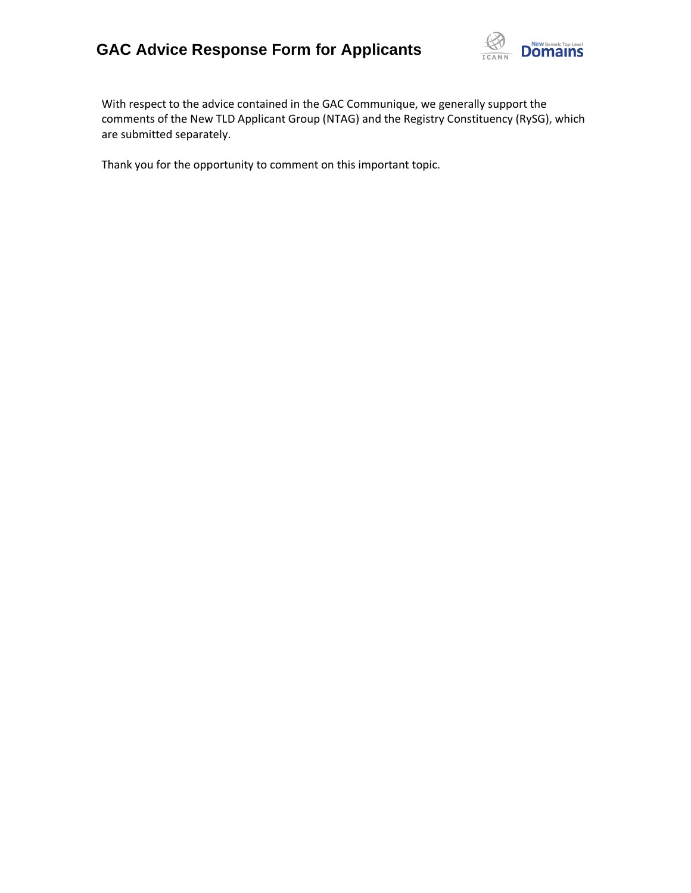With respect to the advice contained in the GAC Communique, we generally support the comments of the New TLD Applicant Group (NTAG) and the Registry Constituency (RySG), which are submitted separately.

Thank you for the opportunity to comment on this important topic.